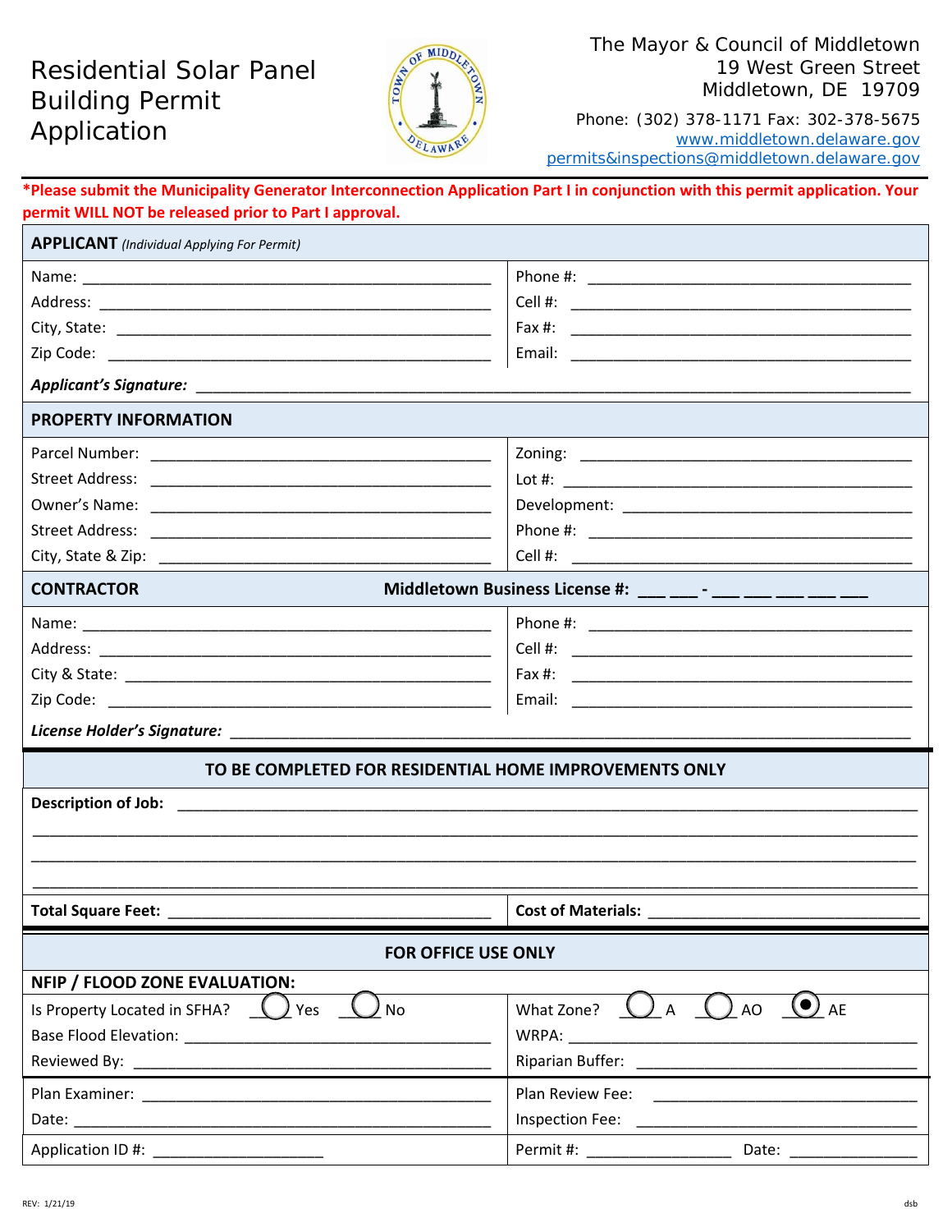# Residential Solar Panel Building Permit Application

The Mayor & Council of Middletown
19 West Green Street
Middletown, DE 19709

Phone: (302) 378-1171 Fax: 302-378-5675
www.middletown.delaware.gov
permits&inspections@middletown.delaware.gov

**\*Please submit the Municipality Generator Interconnection Application Part I in conjunction with this permit application. Your permit WILL NOT be released prior to Part I approval.**

## APPLICANT *(Individual Applying For Permit)*

| | |
|---|---|
| Name: ______ | Phone #: ______ |
| Address: ______ | Cell #: ______ |
| City, State: ______ | Fax #: ______ |
| Zip Code: ______ | Email: ______ |

***Applicant's Signature:*** ______

## PROPERTY INFORMATION

| | |
|---|---|
| Parcel Number: ______ | Zoning: ______ |
| Street Address: ______ | Lot #: ______ |
| Owner's Name: ______ | Development: ______ |
| Street Address: ______ | Phone #: ______ |
| City, State & Zip: ______ | Cell #: ______ |

## CONTRACTOR

**Middletown Business License #:** ___ ___ - ___ ___ ___ ___ ___

| | |
|---|---|
| Name: ______ | Phone #: ______ |
| Address: ______ | Cell #: ______ |
| City & State: ______ | Fax #: ______ |
| Zip Code: ______ | Email: ______ |

***License Holder's Signature:*** ______

## TO BE COMPLETED FOR RESIDENTIAL HOME IMPROVEMENTS ONLY

**Description of Job:** ______

______

______

______

| | |
|---|---|
| **Total Square Feet:** ______ | **Cost of Materials:** ______ |

## FOR OFFICE USE ONLY

**NFIP / FLOOD ZONE EVALUATION:**

| | |
|---|---|
| Is Property Located in SFHA? ○ Yes ○ No | What Zone? ○ A ○ AO ◉ AE |
| Base Flood Elevation: ______ | WRPA: ______ |
| Reviewed By: ______ | Riparian Buffer: ______ |
| Plan Examiner: ______ | Plan Review Fee: ______ |
| Date: ______ | Inspection Fee: ______ |
| Application ID #: ______ | Permit #: ______ Date: ______ |

REV: 1/21/19 dsb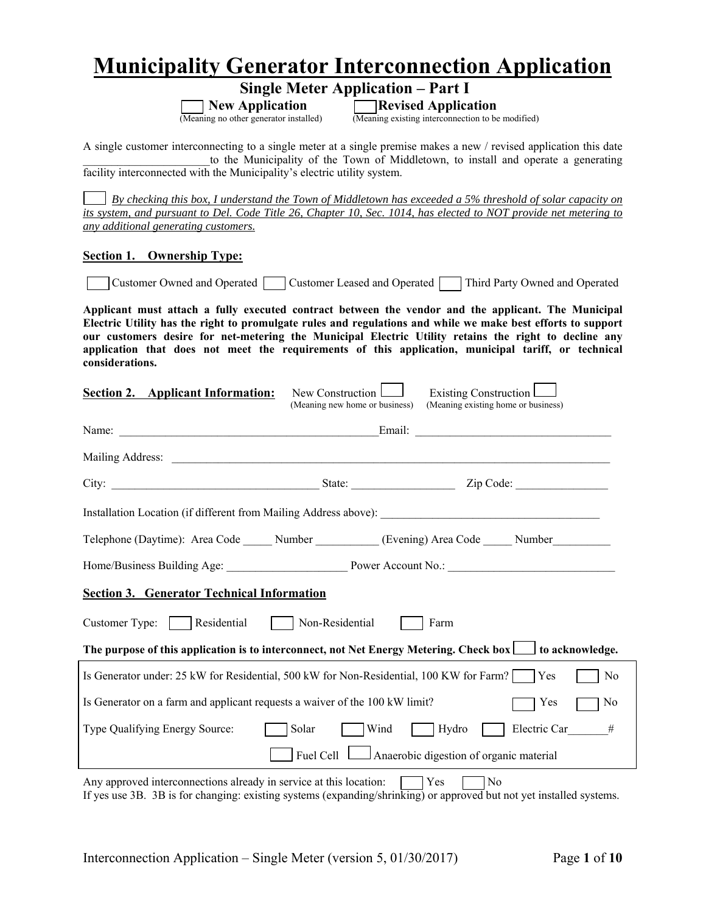# Municipality Generator Interconnection Application

## Single Meter Application – Part I

☐ **New Application** (Meaning no other generator installed) ☐ **Revised Application** (Meaning existing interconnection to be modified)

A single customer interconnecting to a single meter at a single premise makes a new / revised application this date ______________________to the Municipality of the Town of Middletown, to install and operate a generating facility interconnected with the Municipality's electric utility system.

☐ *By checking this box, I understand the Town of Middletown has exceeded a 5% threshold of solar capacity on its system, and pursuant to Del. Code Title 26, Chapter 10, Sec. 1014, has elected to NOT provide net metering to any additional generating customers.*

### Section 1. Ownership Type:

☐ Customer Owned and Operated ☐ Customer Leased and Operated ☐ Third Party Owned and Operated

**Applicant must attach a fully executed contract between the vendor and the applicant. The Municipal Electric Utility has the right to promulgate rules and regulations and while we make best efforts to support our customers desire for net-metering the Municipal Electric Utility retains the right to decline any application that does not meet the requirements of this application, municipal tariff, or technical considerations.**

### Section 2. Applicant Information:

New Construction ☐ (Meaning new home or business) Existing Construction ☐ (Meaning existing home or business)

Name: ______________________________________________Email: __________________________________

Mailing Address: ___________________________________________________________________________

City: ____________________________________ State: __________________ Zip Code: ________________

Installation Location (if different from Mailing Address above): ______________________________________

Telephone (Daytime): Area Code _____ Number ___________ (Evening) Area Code _____ Number__________

Home/Business Building Age: _____________________ Power Account No.: ____________________________

### Section 3. Generator Technical Information

Customer Type: ☐ Residential ☐ Non-Residential ☐ Farm

**The purpose of this application is to interconnect, not Net Energy Metering. Check box ☐ to acknowledge.**

Is Generator under: 25 kW for Residential, 500 kW for Non-Residential, 100 KW for Farm? ☐ Yes ☐ No

Is Generator on a farm and applicant requests a waiver of the 100 kW limit? ☐ Yes ☐ No

Type Qualifying Energy Source: ☐ Solar ☐ Wind ☐ Hydro ☐ Electric Car_______#

☐ Fuel Cell ☐ Anaerobic digestion of organic material

Any approved interconnections already in service at this location: ☐ Yes ☐ No

If yes use 3B. 3B is for changing: existing systems (expanding/shrinking) or approved but not yet installed systems.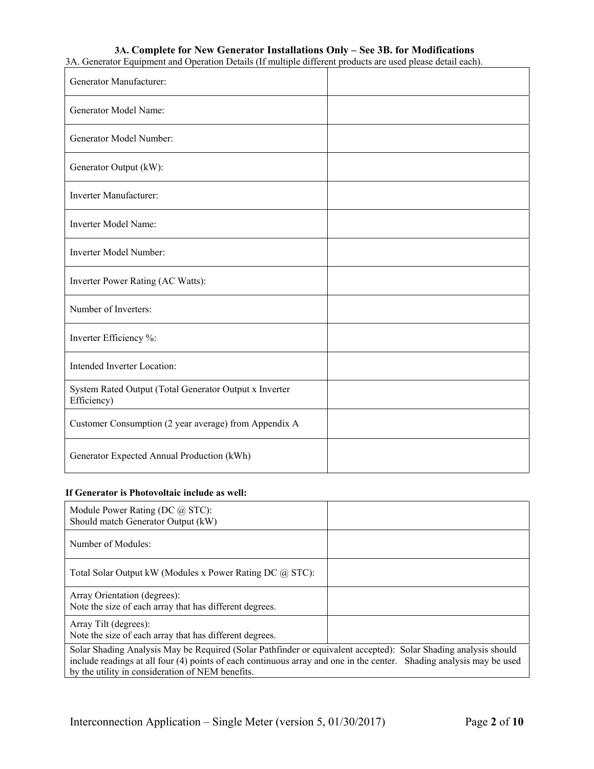### 3A. Complete for New Generator Installations Only – See 3B. for Modifications

3A. Generator Equipment and Operation Details (If multiple different products are used please detail each).

| | |
|---|---|
| Generator Manufacturer: | |
| Generator Model Name: | |
| Generator Model Number: | |
| Generator Output (kW): | |
| Inverter Manufacturer: | |
| Inverter Model Name: | |
| Inverter Model Number: | |
| Inverter Power Rating (AC Watts): | |
| Number of Inverters: | |
| Inverter Efficiency %: | |
| Intended Inverter Location: | |
| System Rated Output (Total Generator Output x Inverter Efficiency) | |
| Customer Consumption (2 year average) from Appendix A | |
| Generator Expected Annual Production (kWh) | |

**If Generator is Photovoltaic include as well:**

| | |
|---|---|
| Module Power Rating (DC @ STC): Should match Generator Output (kW) | |
| Number of Modules: | |
| Total Solar Output kW (Modules x Power Rating DC @ STC): | |
| Array Orientation (degrees): Note the size of each array that has different degrees. | |
| Array Tilt (degrees): Note the size of each array that has different degrees. | |
| Solar Shading Analysis May be Required (Solar Pathfinder or equivalent accepted): Solar Shading analysis should include readings at all four (4) points of each continuous array and one in the center. Shading analysis may be used by the utility in consideration of NEM benefits. | |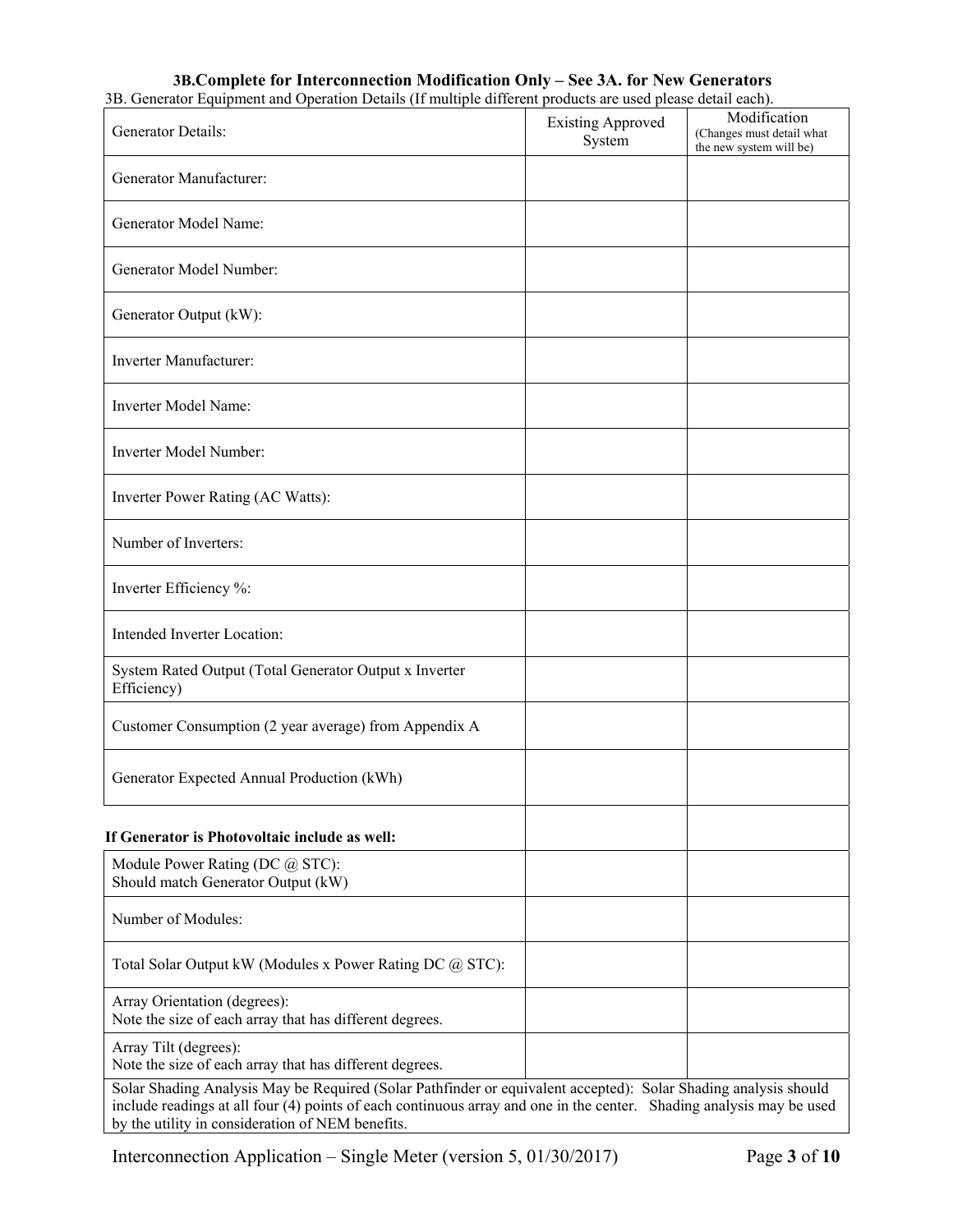### 3B.Complete for Interconnection Modification Only – See 3A. for New Generators

3B. Generator Equipment and Operation Details (If multiple different products are used please detail each).

| Generator Details: | Existing Approved System | Modification (Changes must detail what the new system will be) |
|---|---|---|
| Generator Manufacturer: | | |
| Generator Model Name: | | |
| Generator Model Number: | | |
| Generator Output (kW): | | |
| Inverter Manufacturer: | | |
| Inverter Model Name: | | |
| Inverter Model Number: | | |
| Inverter Power Rating (AC Watts): | | |
| Number of Inverters: | | |
| Inverter Efficiency %: | | |
| Intended Inverter Location: | | |
| System Rated Output (Total Generator Output x Inverter Efficiency) | | |
| Customer Consumption (2 year average) from Appendix A | | |
| Generator Expected Annual Production (kWh) | | |
| **If Generator is Photovoltaic include as well:** | | |
| Module Power Rating (DC @ STC): Should match Generator Output (kW) | | |
| Number of Modules: | | |
| Total Solar Output kW (Modules x Power Rating DC @ STC): | | |
| Array Orientation (degrees): Note the size of each array that has different degrees. | | |
| Array Tilt (degrees): Note the size of each array that has different degrees. | | |
| Solar Shading Analysis May be Required (Solar Pathfinder or equivalent accepted): Solar Shading analysis should include readings at all four (4) points of each continuous array and one in the center. Shading analysis may be used by the utility in consideration of NEM benefits. | | |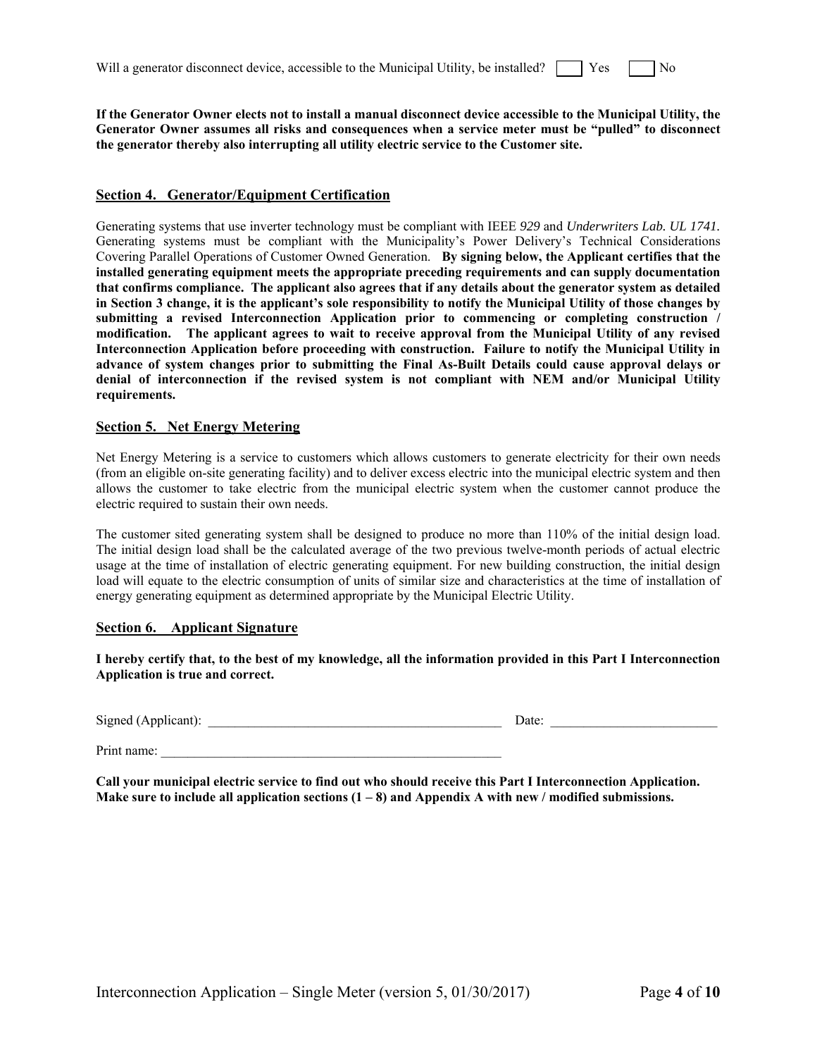Will a generator disconnect device, accessible to the Municipal Utility, be installed? ☐ Yes ☐ No

**If the Generator Owner elects not to install a manual disconnect device accessible to the Municipal Utility, the Generator Owner assumes all risks and consequences when a service meter must be "pulled" to disconnect the generator thereby also interrupting all utility electric service to the Customer site.**

## Section 4. Generator/Equipment Certification

Generating systems that use inverter technology must be compliant with IEEE *929* and *Underwriters Lab. UL 1741.* Generating systems must be compliant with the Municipality's Power Delivery's Technical Considerations Covering Parallel Operations of Customer Owned Generation. **By signing below, the Applicant certifies that the installed generating equipment meets the appropriate preceding requirements and can supply documentation that confirms compliance. The applicant also agrees that if any details about the generator system as detailed in Section 3 change, it is the applicant's sole responsibility to notify the Municipal Utility of those changes by submitting a revised Interconnection Application prior to commencing or completing construction / modification. The applicant agrees to wait to receive approval from the Municipal Utility of any revised Interconnection Application before proceeding with construction. Failure to notify the Municipal Utility in advance of system changes prior to submitting the Final As-Built Details could cause approval delays or denial of interconnection if the revised system is not compliant with NEM and/or Municipal Utility requirements.**

## Section 5. Net Energy Metering

Net Energy Metering is a service to customers which allows customers to generate electricity for their own needs (from an eligible on-site generating facility) and to deliver excess electric into the municipal electric system and then allows the customer to take electric from the municipal electric system when the customer cannot produce the electric required to sustain their own needs.

The customer sited generating system shall be designed to produce no more than 110% of the initial design load. The initial design load shall be the calculated average of the two previous twelve-month periods of actual electric usage at the time of installation of electric generating equipment. For new building construction, the initial design load will equate to the electric consumption of units of similar size and characteristics at the time of installation of energy generating equipment as determined appropriate by the Municipal Electric Utility.

## Section 6. Applicant Signature

**I hereby certify that, to the best of my knowledge, all the information provided in this Part I Interconnection Application is true and correct.**

Signed (Applicant): ____________________________________________ Date: ________________________

Print name: ____________________________________________________

**Call your municipal electric service to find out who should receive this Part I Interconnection Application. Make sure to include all application sections (1 – 8) and Appendix A with new / modified submissions.**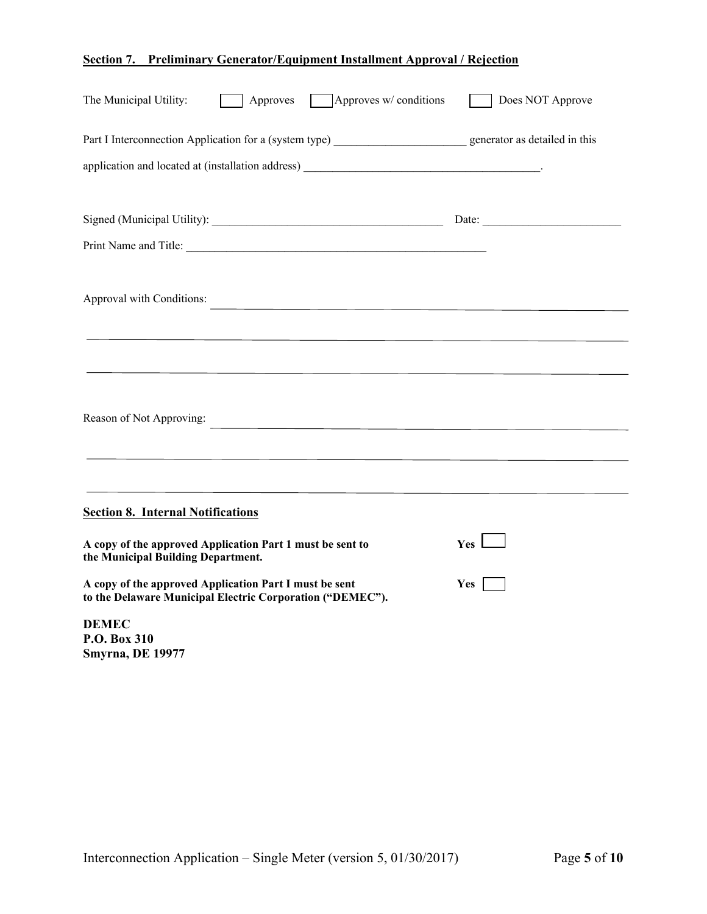## Section 7. Preliminary Generator/Equipment Installment Approval / Rejection

The Municipal Utility: ☐ Approves ☐ Approves w/ conditions ☐ Does NOT Approve

Part I Interconnection Application for a (system type) ______________________ generator as detailed in this application and located at (installation address) ________________________________________.

Signed (Municipal Utility): ________________________________________ Date: ________________________

Print Name and Title: ______________________________________________________

Approval with Conditions: ______________________________________________________________

______________________________________________________________

______________________________________________________________

Reason of Not Approving: ______________________________________________________________

______________________________________________________________

______________________________________________________________

## Section 8. Internal Notifications

**A copy of the approved Application Part 1 must be sent to the Municipal Building Department.** **Yes** ☐

**A copy of the approved Application Part I must be sent to the Delaware Municipal Electric Corporation ("DEMEC").** **Yes** ☐

**DEMEC**
**P.O. Box 310**
**Smyrna, DE 19977**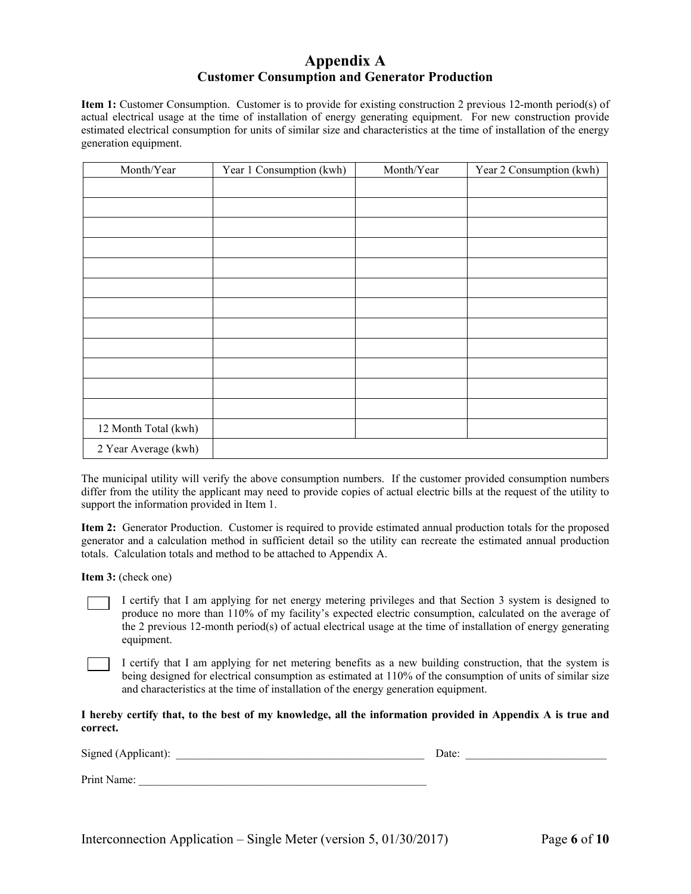# Appendix A

## Customer Consumption and Generator Production

**Item 1:** Customer Consumption. Customer is to provide for existing construction 2 previous 12-month period(s) of actual electrical usage at the time of installation of energy generating equipment. For new construction provide estimated electrical consumption for units of similar size and characteristics at the time of installation of the energy generation equipment.

| Month/Year | Year 1 Consumption (kwh) | Month/Year | Year 2 Consumption (kwh) |
|---|---|---|---|
| | | | |
| | | | |
| | | | |
| | | | |
| | | | |
| | | | |
| | | | |
| | | | |
| | | | |
| | | | |
| | | | |
| | | | |
| 12 Month Total (kwh) | | | |
| 2 Year Average (kwh) | | | |

The municipal utility will verify the above consumption numbers. If the customer provided consumption numbers differ from the utility the applicant may need to provide copies of actual electric bills at the request of the utility to support the information provided in Item 1.

**Item 2:** Generator Production. Customer is required to provide estimated annual production totals for the proposed generator and a calculation method in sufficient detail so the utility can recreate the estimated annual production totals. Calculation totals and method to be attached to Appendix A.

**Item 3:** (check one)

☐ I certify that I am applying for net energy metering privileges and that Section 3 system is designed to produce no more than 110% of my facility's expected electric consumption, calculated on the average of the 2 previous 12-month period(s) of actual electrical usage at the time of installation of energy generating equipment.

☐ I certify that I am applying for net metering benefits as a new building construction, that the system is being designed for electrical consumption as estimated at 110% of the consumption of units of similar size and characteristics at the time of installation of the energy generation equipment.

**I hereby certify that, to the best of my knowledge, all the information provided in Appendix A is true and correct.**

Signed (Applicant): ______________________________________________ Date: _________________________

Print Name: ____________________________________________________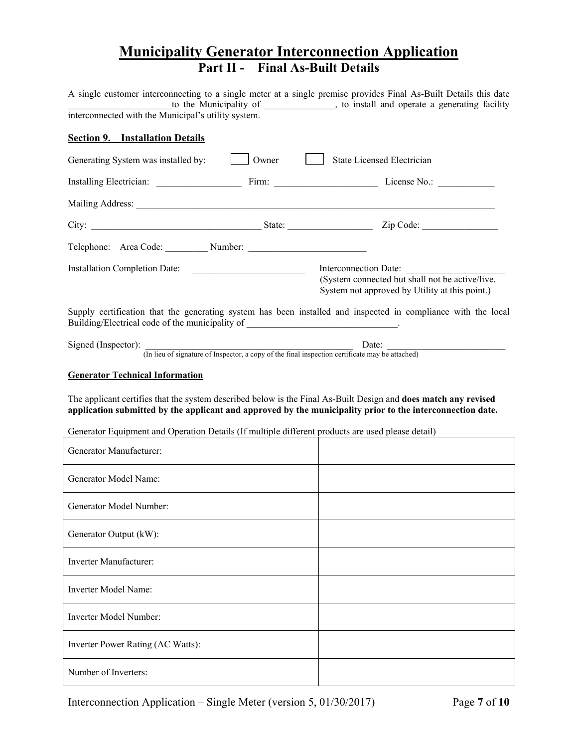# Municipality Generator Interconnection Application

## Part II - Final As-Built Details

A single customer interconnecting to a single meter at a single premise provides Final As-Built Details this date ______________________ to the Municipality of _______________, to install and operate a generating facility interconnected with the Municipal's utility system.

### Section 9. Installation Details

Generating System was installed by: ☐ Owner ☐ State Licensed Electrician

Installing Electrician: __________________ Firm: ______________________ License No.: ____________

Mailing Address: ________________________________________________________________________________

City: ____________________________________ State: __________________ Zip Code: ________________

Telephone: Area Code: _________ Number: _________________________

Installation Completion Date: ________________________ Interconnection Date: _____________________
(System connected but shall not be active/live. System not approved by Utility at this point.)

Supply certification that the generating system has been installed and inspected in compliance with the local Building/Electrical code of the municipality of ________________________________.

Signed (Inspector): ______________________________________________ Date: _________________________
(In lieu of signature of Inspector, a copy of the final inspection certificate may be attached)

### Generator Technical Information

The applicant certifies that the system described below is the Final As-Built Design and **does match any revised application submitted by the applicant and approved by the municipality prior to the interconnection date.**

Generator Equipment and Operation Details (If multiple different products are used please detail)

| | |
|---|---|
| Generator Manufacturer: | |
| Generator Model Name: | |
| Generator Model Number: | |
| Generator Output (kW): | |
| Inverter Manufacturer: | |
| Inverter Model Name: | |
| Inverter Model Number: | |
| Inverter Power Rating (AC Watts): | |
| Number of Inverters: | |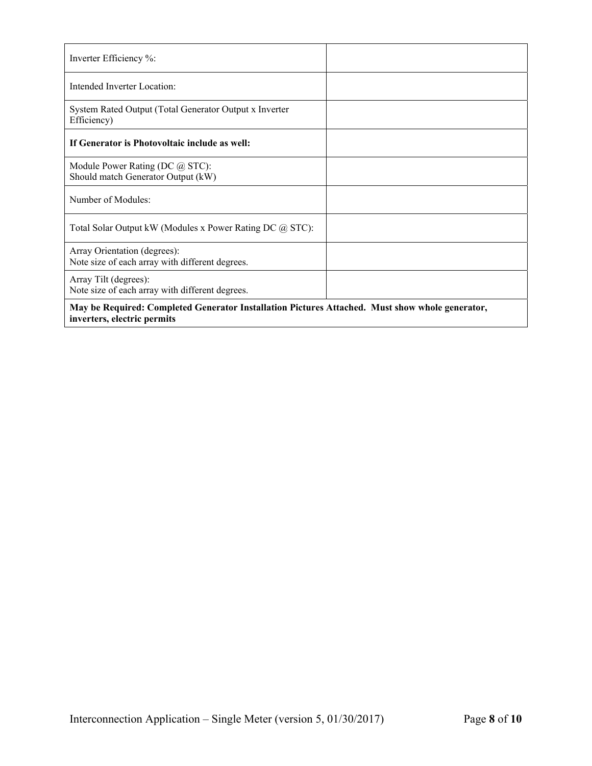| | |
|---|---|
| Inverter Efficiency %: | |
| Intended Inverter Location: | |
| System Rated Output (Total Generator Output x Inverter Efficiency) | |
| **If Generator is Photovoltaic include as well:** | |
| Module Power Rating (DC @ STC):<br>Should match Generator Output (kW) | |
| Number of Modules: | |
| Total Solar Output kW (Modules x Power Rating DC @ STC): | |
| Array Orientation (degrees):<br>Note size of each array with different degrees. | |
| Array Tilt (degrees):<br>Note size of each array with different degrees. | |
| **May be Required: Completed Generator Installation Pictures Attached. Must show whole generator, inverters, electric permits** | |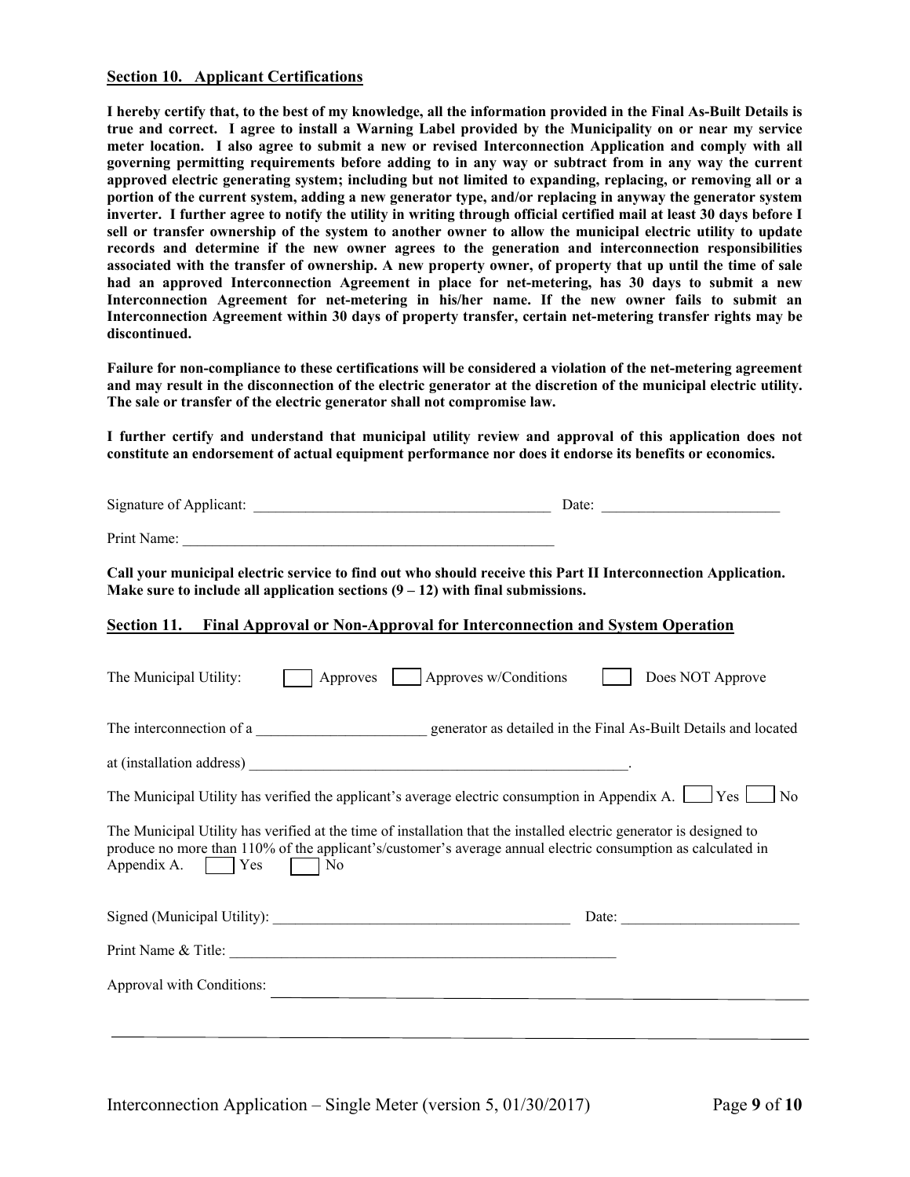## Section 10. Applicant Certifications

**I hereby certify that, to the best of my knowledge, all the information provided in the Final As-Built Details is true and correct. I agree to install a Warning Label provided by the Municipality on or near my service meter location. I also agree to submit a new or revised Interconnection Application and comply with all governing permitting requirements before adding to in any way or subtract from in any way the current approved electric generating system; including but not limited to expanding, replacing, or removing all or a portion of the current system, adding a new generator type, and/or replacing in anyway the generator system inverter. I further agree to notify the utility in writing through official certified mail at least 30 days before I sell or transfer ownership of the system to another owner to allow the municipal electric utility to update records and determine if the new owner agrees to the generation and interconnection responsibilities associated with the transfer of ownership. A new property owner, of property that up until the time of sale had an approved Interconnection Agreement in place for net-metering, has 30 days to submit a new Interconnection Agreement for net-metering in his/her name. If the new owner fails to submit an Interconnection Agreement within 30 days of property transfer, certain net-metering transfer rights may be discontinued.**

**Failure for non-compliance to these certifications will be considered a violation of the net-metering agreement and may result in the disconnection of the electric generator at the discretion of the municipal electric utility. The sale or transfer of the electric generator shall not compromise law.**

**I further certify and understand that municipal utility review and approval of this application does not constitute an endorsement of actual equipment performance nor does it endorse its benefits or economics.**

Signature of Applicant: ________________________________________ Date: ________________________

Print Name: ____________________________________________________

**Call your municipal electric service to find out who should receive this Part II Interconnection Application. Make sure to include all application sections (9 – 12) with final submissions.**

## Section 11. Final Approval or Non-Approval for Interconnection and System Operation

The Municipal Utility: ☐ Approves ☐ Approves w/Conditions ☐ Does NOT Approve

The interconnection of a ______________________ generator as detailed in the Final As-Built Details and located at (installation address) _____________________________________________________.

The Municipal Utility has verified the applicant's average electric consumption in Appendix A. ☐ Yes ☐ No

The Municipal Utility has verified at the time of installation that the installed electric generator is designed to produce no more than 110% of the applicant's/customer's average annual electric consumption as calculated in Appendix A. ☐ Yes ☐ No

Signed (Municipal Utility): ________________________________________ Date: ________________________

Print Name & Title: ______________________________________________________

Approval with Conditions: ________________________________________________________________

________________________________________________________________________________________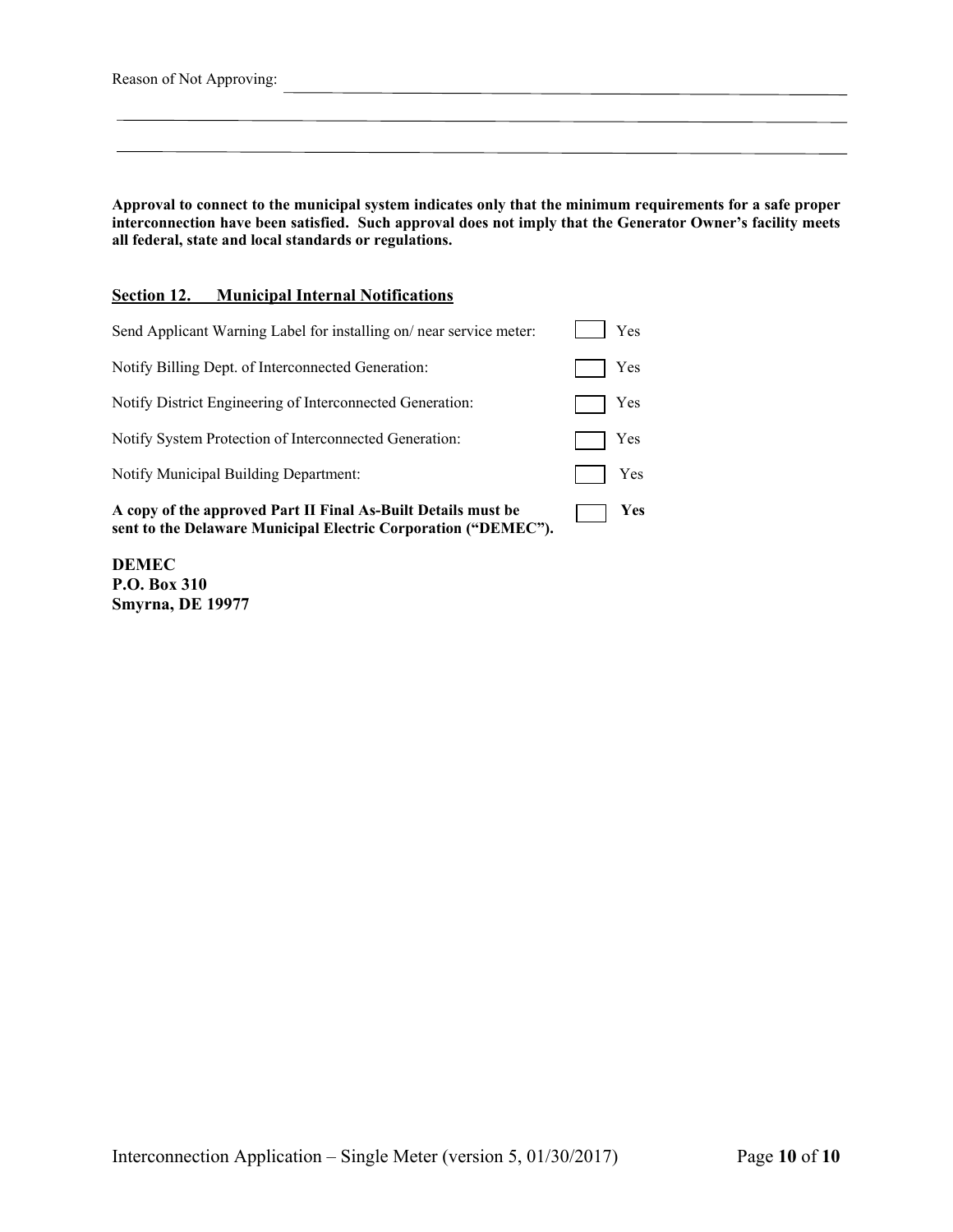Reason of Not Approving: ______________________________________________

______________________________________________________________________

______________________________________________________________________

**Approval to connect to the municipal system indicates only that the minimum requirements for a safe proper interconnection have been satisfied. Such approval does not imply that the Generator Owner's facility meets all federal, state and local standards or regulations.**

## Section 12. Municipal Internal Notifications

Send Applicant Warning Label for installing on/ near service meter: ☐ Yes

Notify Billing Dept. of Interconnected Generation: ☐ Yes

Notify District Engineering of Interconnected Generation: ☐ Yes

Notify System Protection of Interconnected Generation: ☐ Yes

Notify Municipal Building Department: ☐ Yes

**A copy of the approved Part II Final As-Built Details must be sent to the Delaware Municipal Electric Corporation ("DEMEC").** ☐ **Yes**

**DEMEC**
**P.O. Box 310**
**Smyrna, DE 19977**